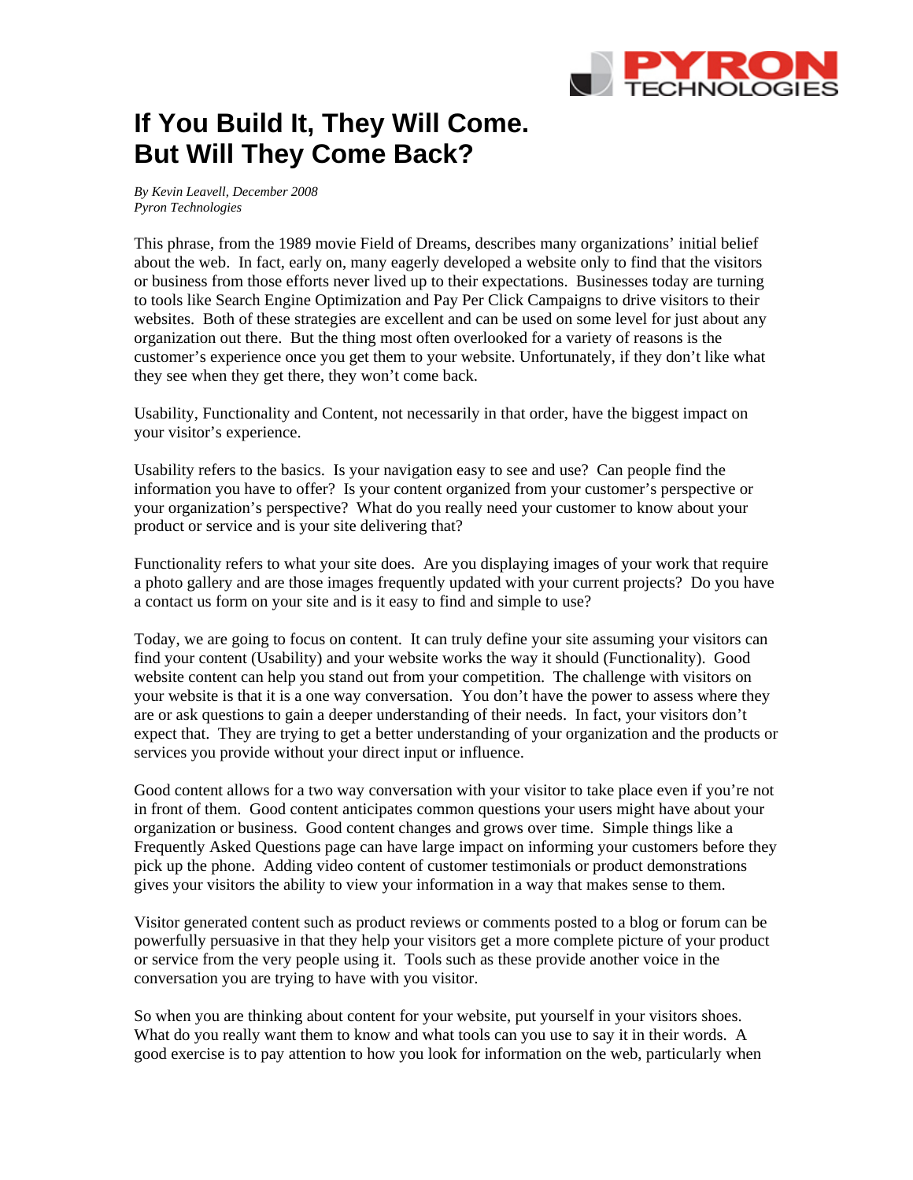# If You Build It, They Will Come. But Will They Come Back?

*By Kevin Leavell, December 2008*
*Pyron Technologies*

This phrase, from the 1989 movie Field of Dreams, describes many organizations' initial belief about the web. In fact, early on, many eagerly developed a website only to find that the visitors or business from those efforts never lived up to their expectations. Businesses today are turning to tools like Search Engine Optimization and Pay Per Click Campaigns to drive visitors to their websites. Both of these strategies are excellent and can be used on some level for just about any organization out there. But the thing most often overlooked for a variety of reasons is the customer's experience once you get them to your website. Unfortunately, if they don't like what they see when they get there, they won't come back.

Usability, Functionality and Content, not necessarily in that order, have the biggest impact on your visitor's experience.

Usability refers to the basics. Is your navigation easy to see and use? Can people find the information you have to offer? Is your content organized from your customer's perspective or your organization's perspective? What do you really need your customer to know about your product or service and is your site delivering that?

Functionality refers to what your site does. Are you displaying images of your work that require a photo gallery and are those images frequently updated with your current projects? Do you have a contact us form on your site and is it easy to find and simple to use?

Today, we are going to focus on content. It can truly define your site assuming your visitors can find your content (Usability) and your website works the way it should (Functionality). Good website content can help you stand out from your competition. The challenge with visitors on your website is that it is a one way conversation. You don't have the power to assess where they are or ask questions to gain a deeper understanding of their needs. In fact, your visitors don't expect that. They are trying to get a better understanding of your organization and the products or services you provide without your direct input or influence.

Good content allows for a two way conversation with your visitor to take place even if you're not in front of them. Good content anticipates common questions your users might have about your organization or business. Good content changes and grows over time. Simple things like a Frequently Asked Questions page can have large impact on informing your customers before they pick up the phone. Adding video content of customer testimonials or product demonstrations gives your visitors the ability to view your information in a way that makes sense to them.

Visitor generated content such as product reviews or comments posted to a blog or forum can be powerfully persuasive in that they help your visitors get a more complete picture of your product or service from the very people using it. Tools such as these provide another voice in the conversation you are trying to have with you visitor.

So when you are thinking about content for your website, put yourself in your visitors shoes. What do you really want them to know and what tools can you use to say it in their words. A good exercise is to pay attention to how you look for information on the web, particularly when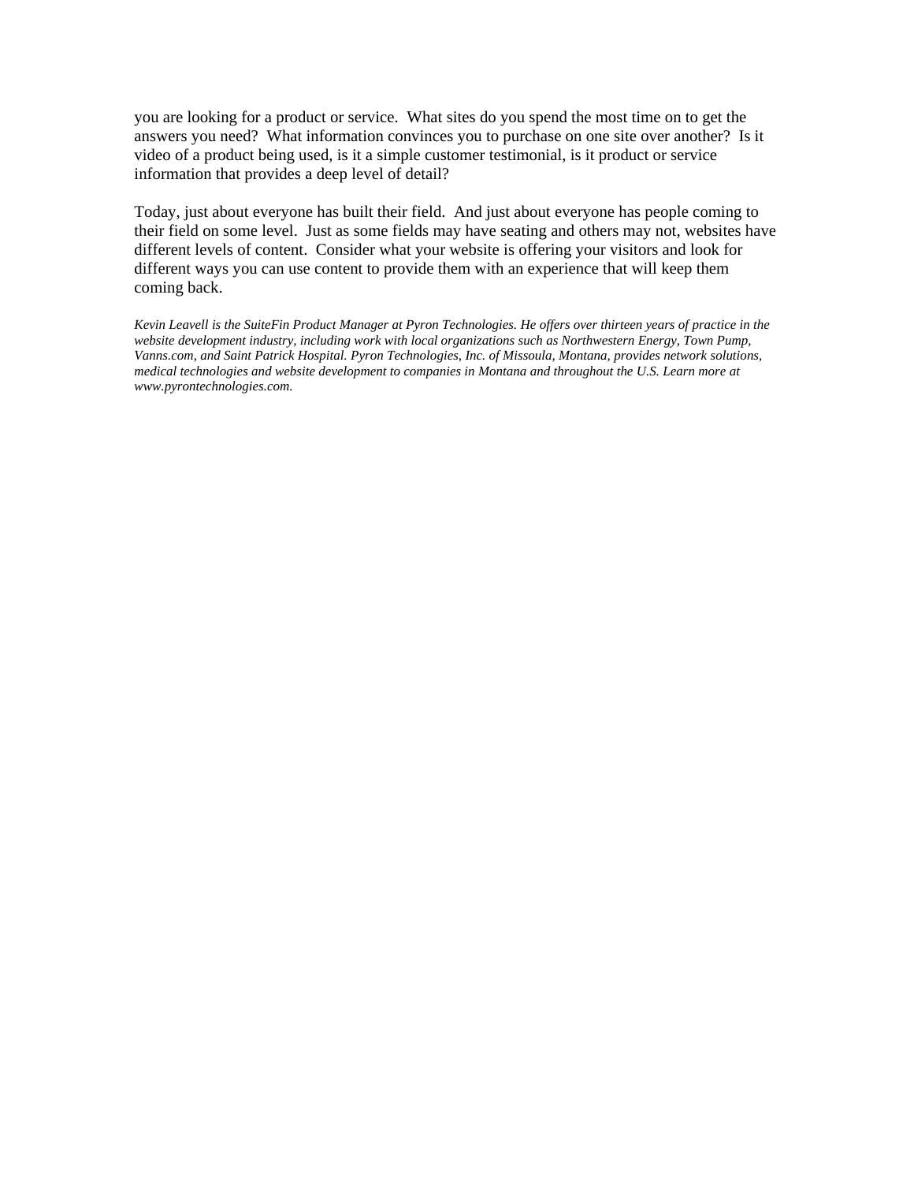you are looking for a product or service. What sites do you spend the most time on to get the answers you need? What information convinces you to purchase on one site over another? Is it video of a product being used, is it a simple customer testimonial, is it product or service information that provides a deep level of detail?

Today, just about everyone has built their field. And just about everyone has people coming to their field on some level. Just as some fields may have seating and others may not, websites have different levels of content. Consider what your website is offering your visitors and look for different ways you can use content to provide them with an experience that will keep them coming back.

*Kevin Leavell is the SuiteFin Product Manager at Pyron Technologies. He offers over thirteen years of practice in the website development industry, including work with local organizations such as Northwestern Energy, Town Pump, Vanns.com, and Saint Patrick Hospital. Pyron Technologies, Inc. of Missoula, Montana, provides network solutions, medical technologies and website development to companies in Montana and throughout the U.S. Learn more at www.pyrontechnologies.com.*